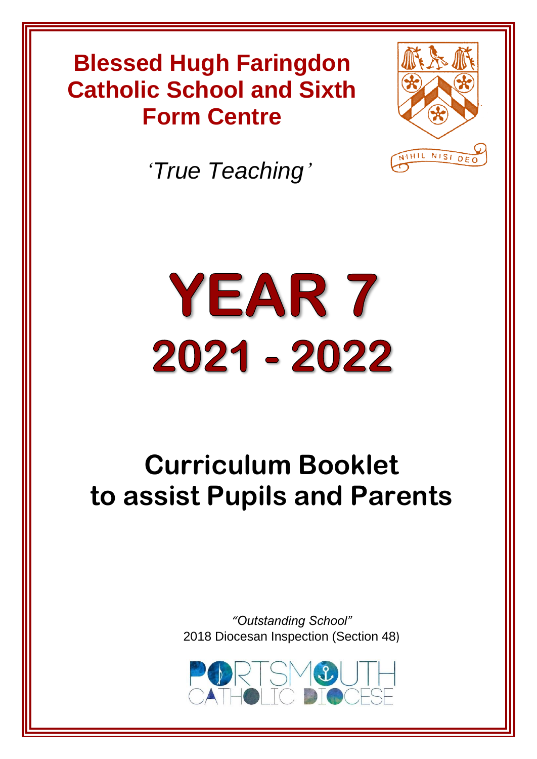# Blessed Hugh Faringdon Catholic School and Sixth Form Centre

*'True Teaching'*

NIHIL NISI DEO

# YEAR 7
# 2021 - 2022

## Curriculum Booklet to assist Pupils and Parents

*"Outstanding School"*
2018 Diocesan Inspection (Section 48)

PORTSMOUTH CATHOLIC DIOCESE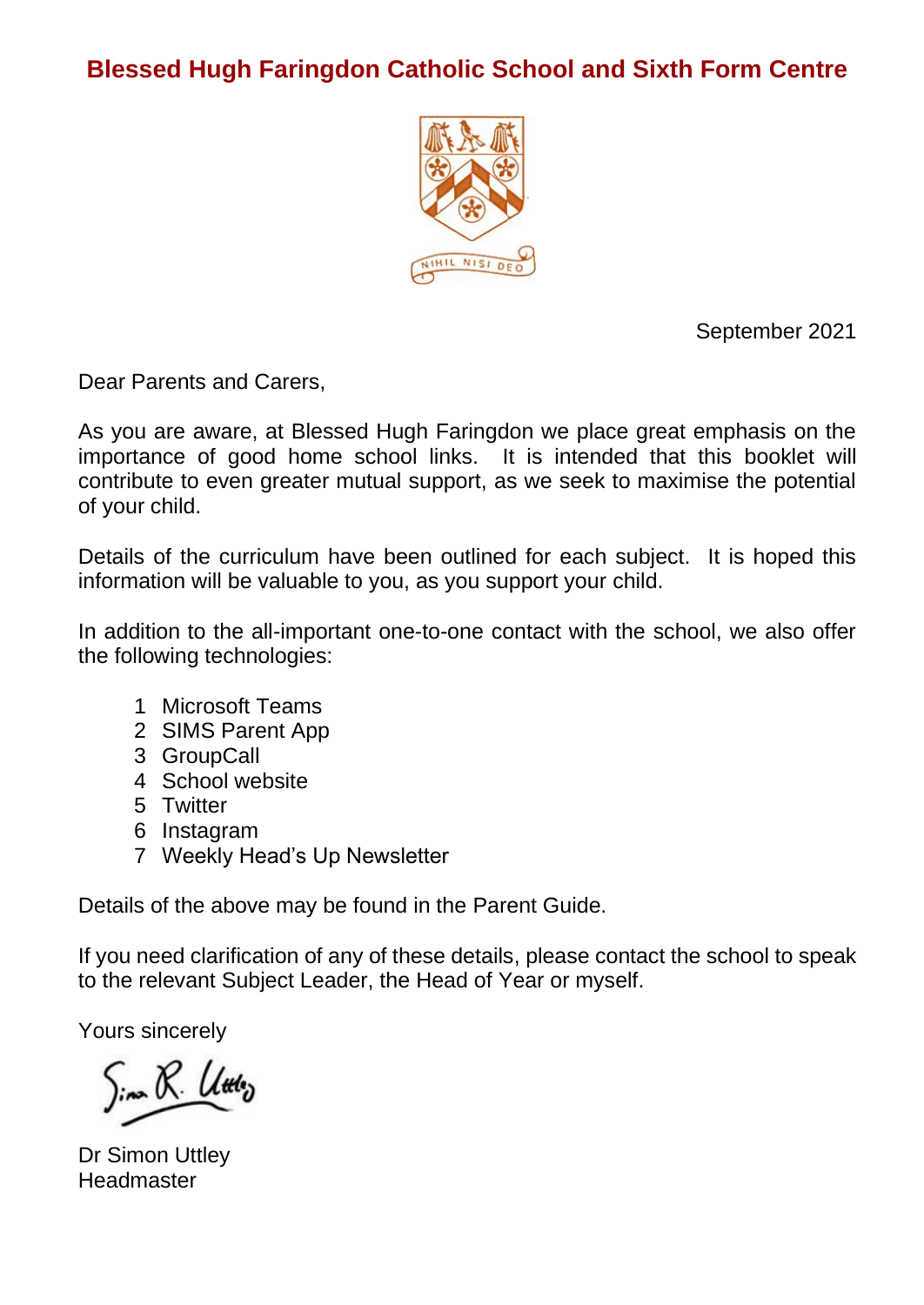# Blessed Hugh Faringdon Catholic School and Sixth Form Centre

September 2021

Dear Parents and Carers,

As you are aware, at Blessed Hugh Faringdon we place great emphasis on the importance of good home school links. It is intended that this booklet will contribute to even greater mutual support, as we seek to maximise the potential of your child.

Details of the curriculum have been outlined for each subject. It is hoped this information will be valuable to you, as you support your child.

In addition to the all-important one-to-one contact with the school, we also offer the following technologies:

1. Microsoft Teams
2. SIMS Parent App
3. GroupCall
4. School website
5. Twitter
6. Instagram
7. Weekly Head's Up Newsletter

Details of the above may be found in the Parent Guide.

If you need clarification of any of these details, please contact the school to speak to the relevant Subject Leader, the Head of Year or myself.

Yours sincerely

Dr Simon Uttley
Headmaster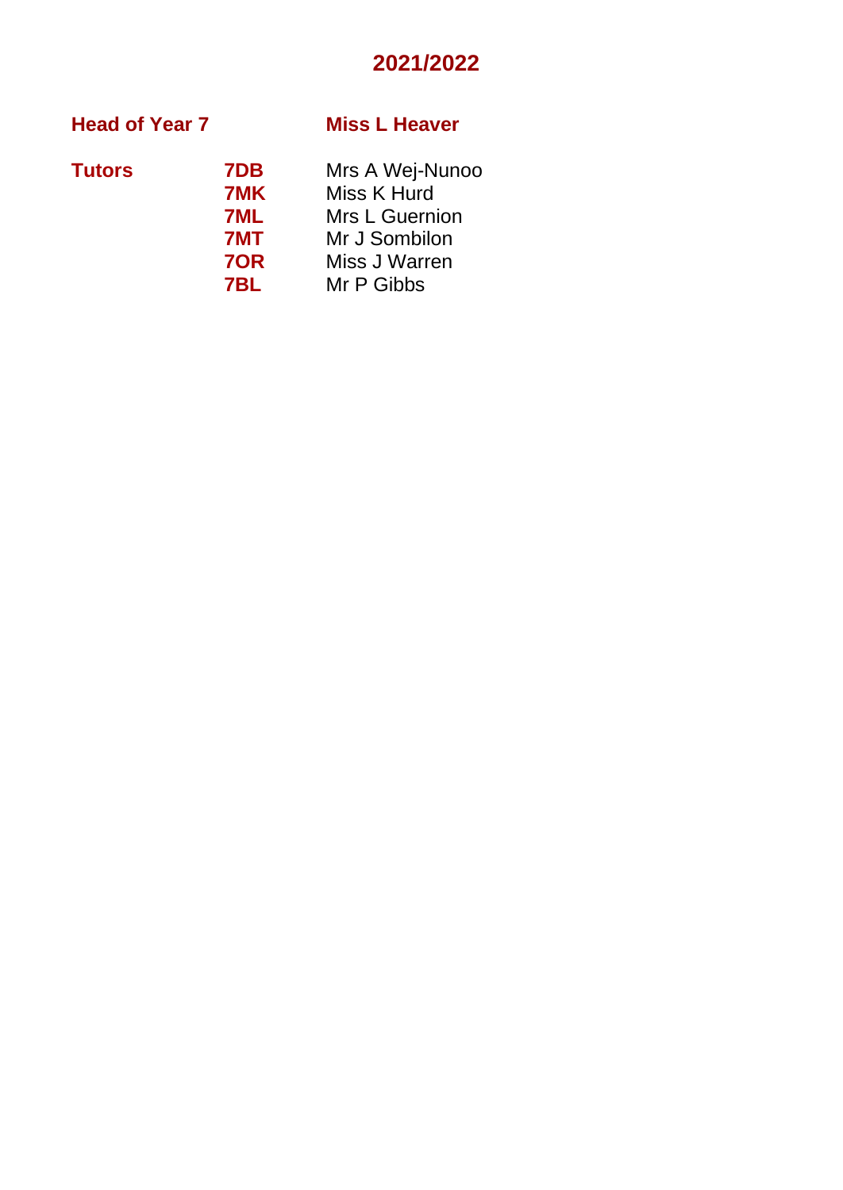## 2021/2022

| | | |
|---|---|---|
| **Head of Year 7** | | **Miss L Heaver** |
| **Tutors** | **7DB** | Mrs A Wej-Nunoo |
| | **7MK** | Miss K Hurd |
| | **7ML** | Mrs L Guernion |
| | **7MT** | Mr J Sombilon |
| | **7OR** | Miss J Warren |
| | **7BL** | Mr P Gibbs |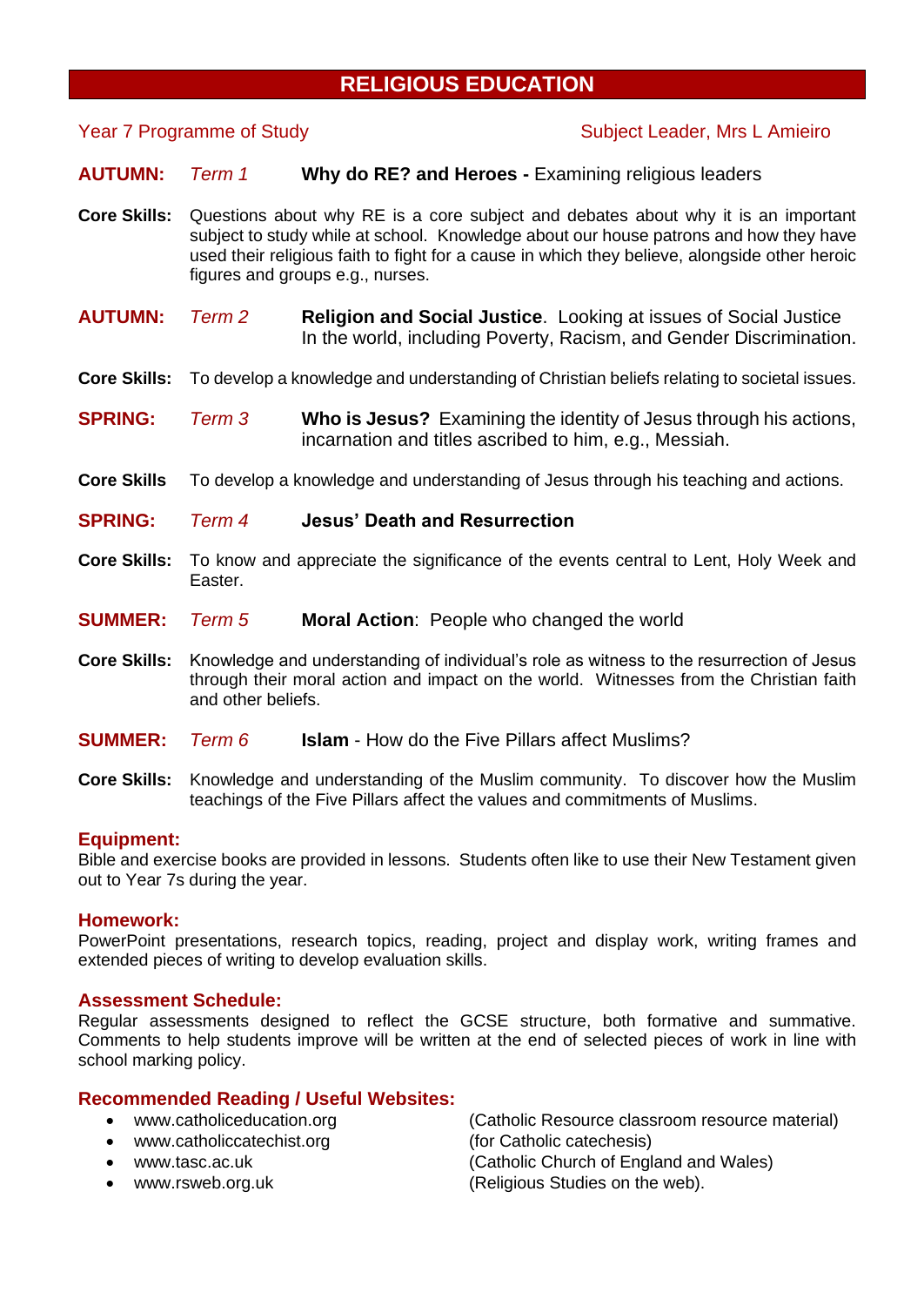# RELIGIOUS EDUCATION

Year 7 Programme of Study — Subject Leader, Mrs L Amieiro

**AUTUMN:** *Term 1* — **Why do RE? and Heroes -** Examining religious leaders

**Core Skills:** Questions about why RE is a core subject and debates about why it is an important subject to study while at school. Knowledge about our house patrons and how they have used their religious faith to fight for a cause in which they believe, alongside other heroic figures and groups e.g., nurses.

**AUTUMN:** *Term 2* — **Religion and Social Justice**. Looking at issues of Social Justice In the world, including Poverty, Racism, and Gender Discrimination.

**Core Skills:** To develop a knowledge and understanding of Christian beliefs relating to societal issues.

**SPRING:** *Term 3* — **Who is Jesus?** Examining the identity of Jesus through his actions, incarnation and titles ascribed to him, e.g., Messiah.

**Core Skills** To develop a knowledge and understanding of Jesus through his teaching and actions.

**SPRING:** *Term 4* — **Jesus' Death and Resurrection**

**Core Skills:** To know and appreciate the significance of the events central to Lent, Holy Week and Easter.

**SUMMER:** *Term 5* — **Moral Action**: People who changed the world

**Core Skills:** Knowledge and understanding of individual's role as witness to the resurrection of Jesus through their moral action and impact on the world. Witnesses from the Christian faith and other beliefs.

**SUMMER:** *Term 6* — **Islam** - How do the Five Pillars affect Muslims?

**Core Skills:** Knowledge and understanding of the Muslim community. To discover how the Muslim teachings of the Five Pillars affect the values and commitments of Muslims.

### Equipment:

Bible and exercise books are provided in lessons. Students often like to use their New Testament given out to Year 7s during the year.

### Homework:

PowerPoint presentations, research topics, reading, project and display work, writing frames and extended pieces of writing to develop evaluation skills.

### Assessment Schedule:

Regular assessments designed to reflect the GCSE structure, both formative and summative. Comments to help students improve will be written at the end of selected pieces of work in line with school marking policy.

### Recommended Reading / Useful Websites:

- www.catholiceducation.org (Catholic Resource classroom resource material)
- www.catholiccatechist.org (for Catholic catechesis)
- www.tasc.ac.uk (Catholic Church of England and Wales)
- www.rsweb.org.uk (Religious Studies on the web).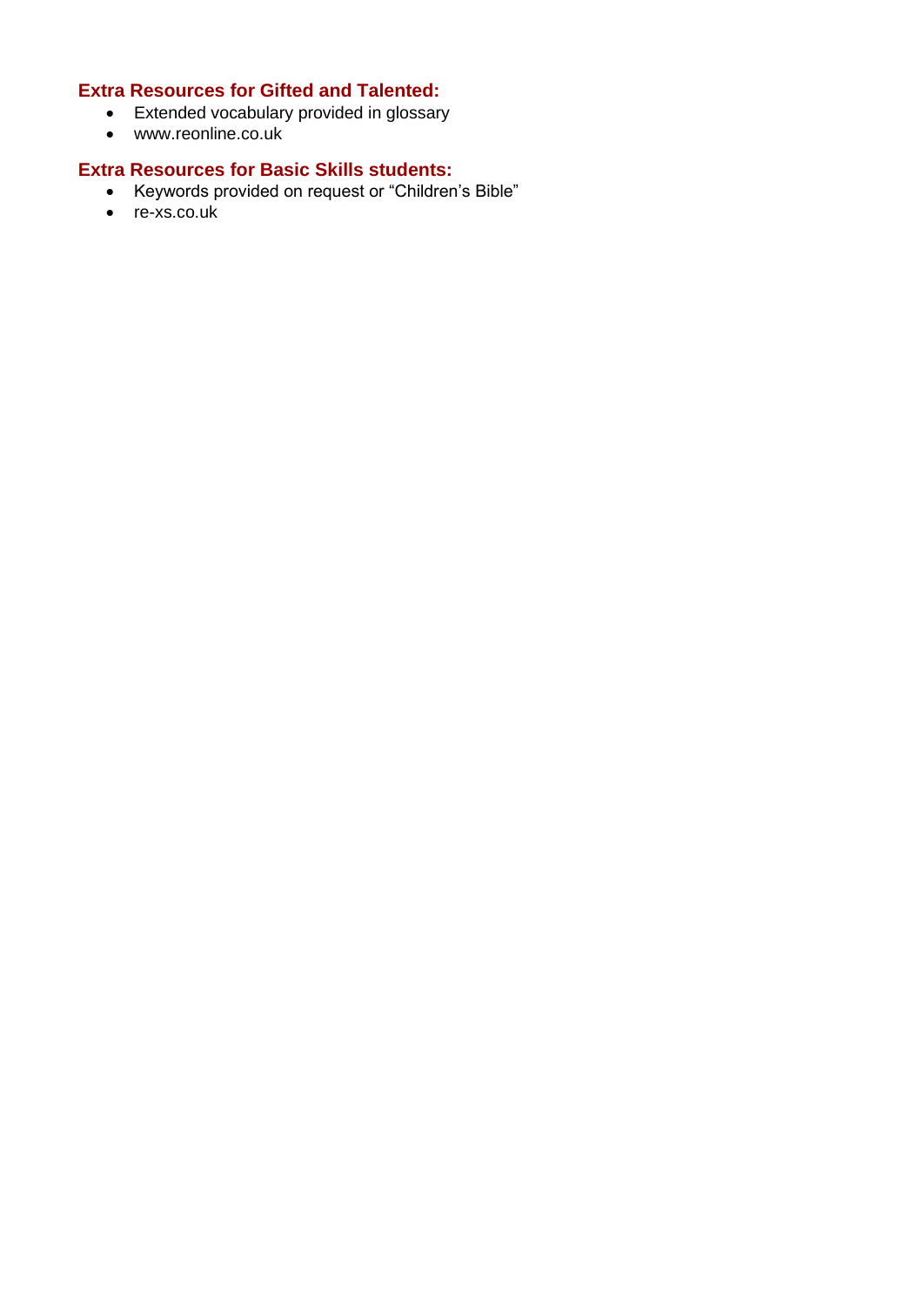### Extra Resources for Gifted and Talented:

- Extended vocabulary provided in glossary
- www.reonline.co.uk

### Extra Resources for Basic Skills students:

- Keywords provided on request or “Children’s Bible”
- re-xs.co.uk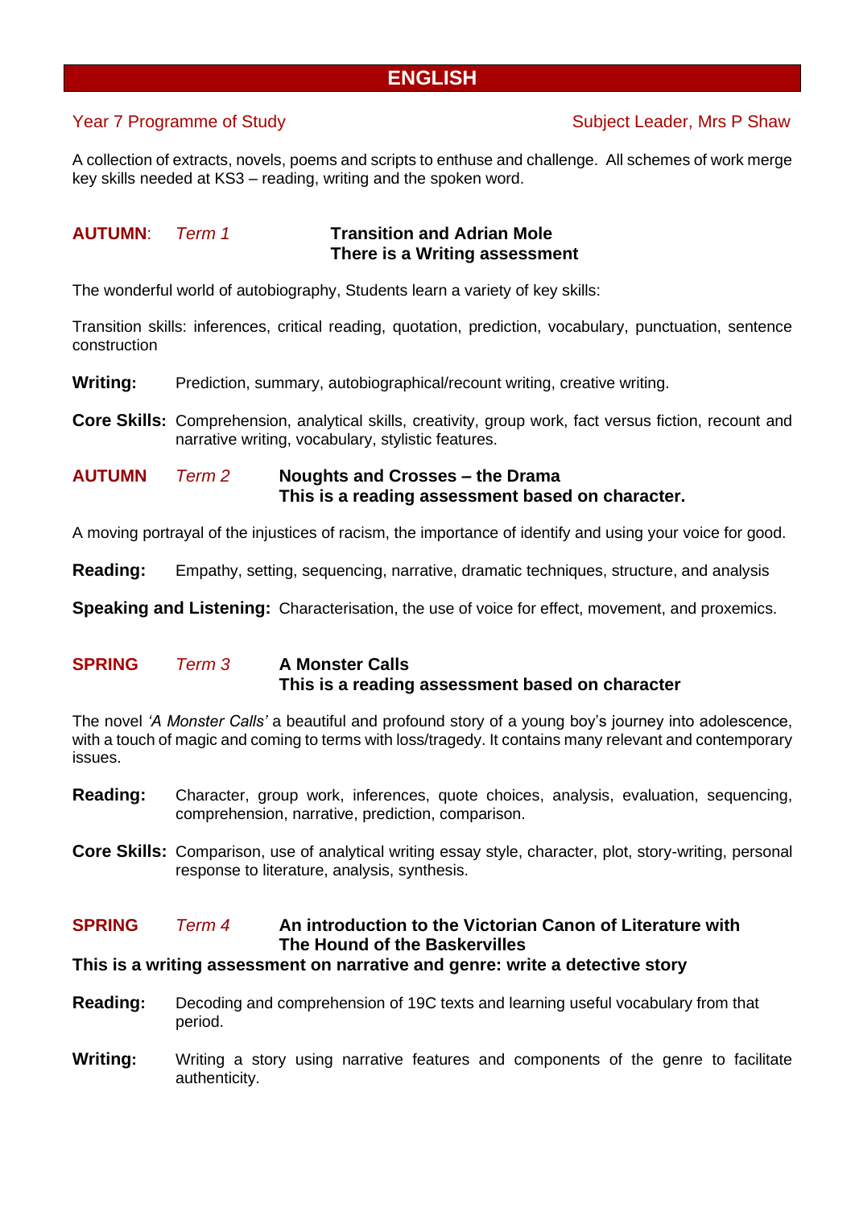# ENGLISH

Year 7 Programme of Study — Subject Leader, Mrs P Shaw

A collection of extracts, novels, poems and scripts to enthuse and challenge. All schemes of work merge key skills needed at KS3 – reading, writing and the spoken word.

**AUTUMN**: *Term 1* — **Transition and Adrian Mole**
**There is a Writing assessment**

The wonderful world of autobiography, Students learn a variety of key skills:

Transition skills: inferences, critical reading, quotation, prediction, vocabulary, punctuation, sentence construction

**Writing:** Prediction, summary, autobiographical/recount writing, creative writing.

**Core Skills:** Comprehension, analytical skills, creativity, group work, fact versus fiction, recount and narrative writing, vocabulary, stylistic features.

**AUTUMN** *Term 2* — **Noughts and Crosses – the Drama**
**This is a reading assessment based on character.**

A moving portrayal of the injustices of racism, the importance of identify and using your voice for good.

**Reading:** Empathy, setting, sequencing, narrative, dramatic techniques, structure, and analysis

**Speaking and Listening:** Characterisation, the use of voice for effect, movement, and proxemics.

**SPRING** *Term 3* — **A Monster Calls**
**This is a reading assessment based on character**

The novel *'A Monster Calls'* a beautiful and profound story of a young boy's journey into adolescence, with a touch of magic and coming to terms with loss/tragedy. It contains many relevant and contemporary issues.

**Reading:** Character, group work, inferences, quote choices, analysis, evaluation, sequencing, comprehension, narrative, prediction, comparison.

**Core Skills:** Comparison, use of analytical writing essay style, character, plot, story-writing, personal response to literature, analysis, synthesis.

**SPRING** *Term 4* — **An introduction to the Victorian Canon of Literature with The Hound of the Baskervilles**
**This is a writing assessment on narrative and genre: write a detective story**

**Reading:** Decoding and comprehension of 19C texts and learning useful vocabulary from that period.

**Writing:** Writing a story using narrative features and components of the genre to facilitate authenticity.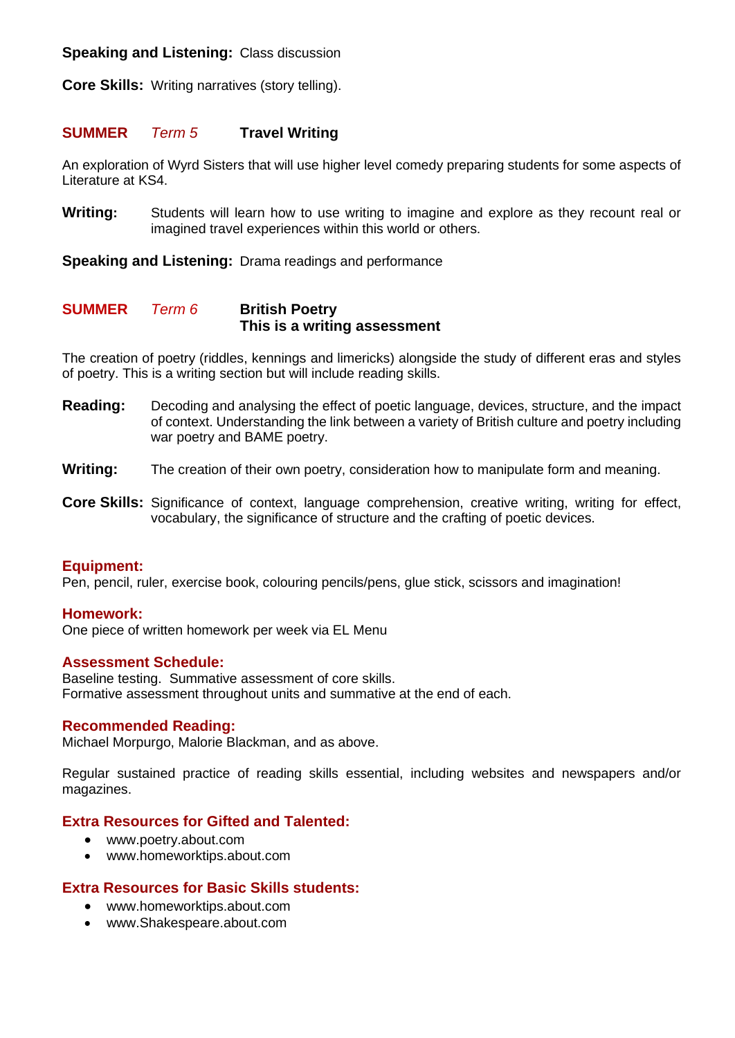**Speaking and Listening:** Class discussion

**Core Skills:** Writing narratives (story telling).

### SUMMER *Term 5* **Travel Writing**

An exploration of Wyrd Sisters that will use higher level comedy preparing students for some aspects of Literature at KS4.

**Writing:** Students will learn how to use writing to imagine and explore as they recount real or imagined travel experiences within this world or others.

**Speaking and Listening:** Drama readings and performance

### SUMMER *Term 6* **British Poetry**
**This is a writing assessment**

The creation of poetry (riddles, kennings and limericks) alongside the study of different eras and styles of poetry. This is a writing section but will include reading skills.

**Reading:** Decoding and analysing the effect of poetic language, devices, structure, and the impact of context. Understanding the link between a variety of British culture and poetry including war poetry and BAME poetry.

**Writing:** The creation of their own poetry, consideration how to manipulate form and meaning.

**Core Skills:** Significance of context, language comprehension, creative writing, writing for effect, vocabulary, the significance of structure and the crafting of poetic devices.

### Equipment:
Pen, pencil, ruler, exercise book, colouring pencils/pens, glue stick, scissors and imagination!

### Homework:
One piece of written homework per week via EL Menu

### Assessment Schedule:
Baseline testing. Summative assessment of core skills.
Formative assessment throughout units and summative at the end of each.

### Recommended Reading:
Michael Morpurgo, Malorie Blackman, and as above.

Regular sustained practice of reading skills essential, including websites and newspapers and/or magazines.

### Extra Resources for Gifted and Talented:
- www.poetry.about.com
- www.homeworktips.about.com

### Extra Resources for Basic Skills students:
- www.homeworktips.about.com
- www.Shakespeare.about.com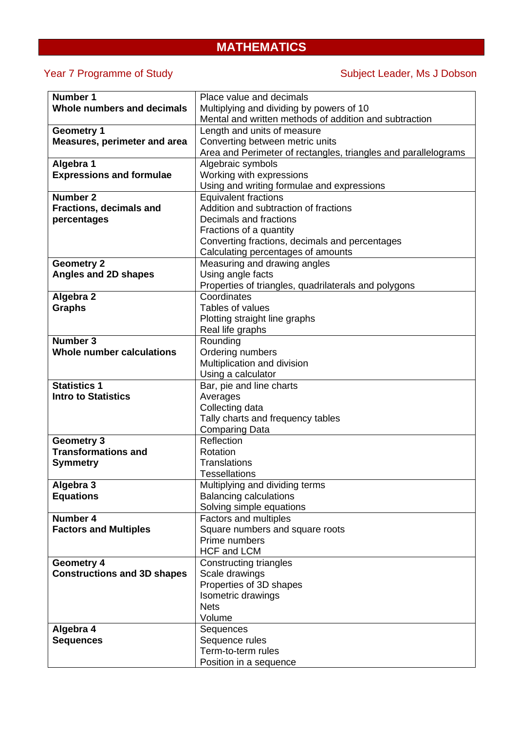# MATHEMATICS

Year 7 Programme of Study — Subject Leader, Ms J Dobson

| Unit | Content |
|---|---|
| **Number 1**<br>**Whole numbers and decimals** | Place value and decimals<br>Multiplying and dividing by powers of 10<br>Mental and written methods of addition and subtraction |
| **Geometry 1**<br>**Measures, perimeter and area** | Length and units of measure<br>Converting between metric units<br>Area and Perimeter of rectangles, triangles and parallelograms |
| **Algebra 1**<br>**Expressions and formulae** | Algebraic symbols<br>Working with expressions<br>Using and writing formulae and expressions |
| **Number 2**<br>**Fractions, decimals and percentages** | Equivalent fractions<br>Addition and subtraction of fractions<br>Decimals and fractions<br>Fractions of a quantity<br>Converting fractions, decimals and percentages<br>Calculating percentages of amounts |
| **Geometry 2**<br>**Angles and 2D shapes** | Measuring and drawing angles<br>Using angle facts<br>Properties of triangles, quadrilaterals and polygons |
| **Algebra 2**<br>**Graphs** | Coordinates<br>Tables of values<br>Plotting straight line graphs<br>Real life graphs |
| **Number 3**<br>**Whole number calculations** | Rounding<br>Ordering numbers<br>Multiplication and division<br>Using a calculator |
| **Statistics 1**<br>**Intro to Statistics** | Bar, pie and line charts<br>Averages<br>Collecting data<br>Tally charts and frequency tables<br>Comparing Data |
| **Geometry 3**<br>**Transformations and Symmetry** | Reflection<br>Rotation<br>Translations<br>Tessellations |
| **Algebra 3**<br>**Equations** | Multiplying and dividing terms<br>Balancing calculations<br>Solving simple equations |
| **Number 4**<br>**Factors and Multiples** | Factors and multiples<br>Square numbers and square roots<br>Prime numbers<br>HCF and LCM |
| **Geometry 4**<br>**Constructions and 3D shapes** | Constructing triangles<br>Scale drawings<br>Properties of 3D shapes<br>Isometric drawings<br>Nets<br>Volume |
| **Algebra 4**<br>**Sequences** | Sequences<br>Sequence rules<br>Term-to-term rules<br>Position in a sequence |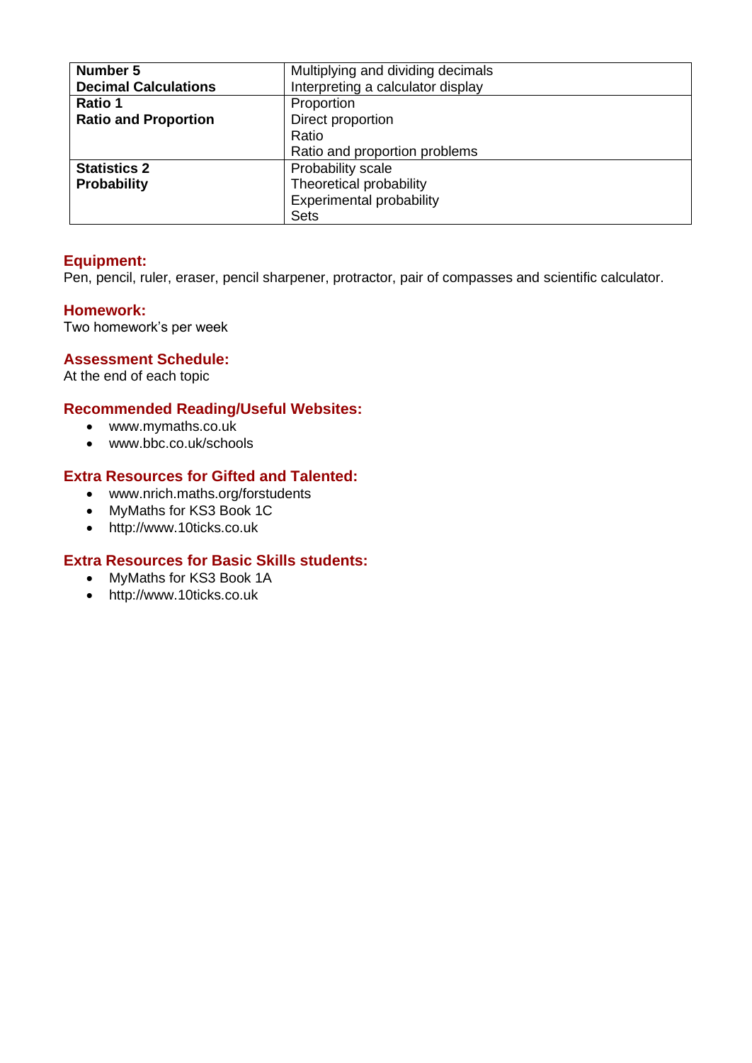| **Number 5**<br>**Decimal Calculations** | Multiplying and dividing decimals<br>Interpreting a calculator display |
|---|---|
| **Ratio 1**<br>**Ratio and Proportion** | Proportion<br>Direct proportion<br>Ratio<br>Ratio and proportion problems |
| **Statistics 2**<br>**Probability** | Probability scale<br>Theoretical probability<br>Experimental probability<br>Sets |

### Equipment:
Pen, pencil, ruler, eraser, pencil sharpener, protractor, pair of compasses and scientific calculator.

### Homework:
Two homework's per week

### Assessment Schedule:
At the end of each topic

### Recommended Reading/Useful Websites:
- www.mymaths.co.uk
- www.bbc.co.uk/schools

### Extra Resources for Gifted and Talented:
- www.nrich.maths.org/forstudents
- MyMaths for KS3 Book 1C
- http://www.10ticks.co.uk

### Extra Resources for Basic Skills students:
- MyMaths for KS3 Book 1A
- http://www.10ticks.co.uk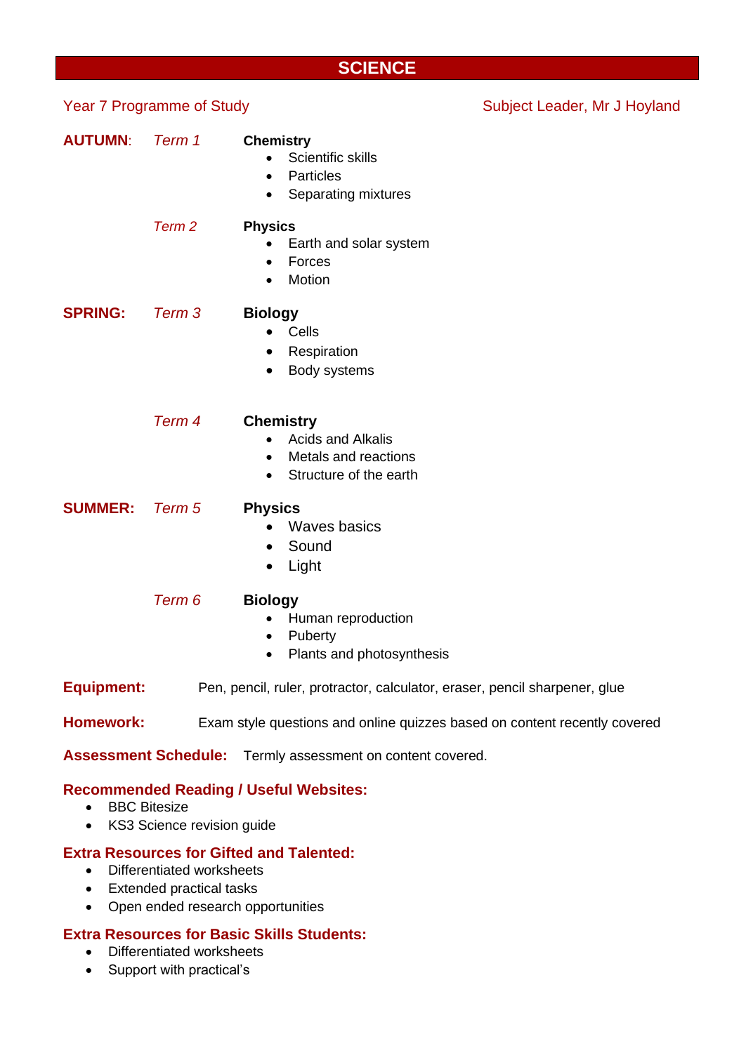# SCIENCE

Year 7 Programme of Study — Subject Leader, Mr J Hoyland

**AUTUMN**: *Term 1*

**Chemistry**

- Scientific skills
- Particles
- Separating mixtures

*Term 2*

**Physics**

- Earth and solar system
- Forces
- Motion

**SPRING:** *Term 3*

**Biology**

- Cells
- Respiration
- Body systems

*Term 4*

**Chemistry**

- Acids and Alkalis
- Metals and reactions
- Structure of the earth

**SUMMER:** *Term 5*

**Physics**

- Waves basics
- Sound
- Light

*Term 6*

**Biology**

- Human reproduction
- Puberty
- Plants and photosynthesis

**Equipment:** Pen, pencil, ruler, protractor, calculator, eraser, pencil sharpener, glue

**Homework:** Exam style questions and online quizzes based on content recently covered

**Assessment Schedule:** Termly assessment on content covered.

**Recommended Reading / Useful Websites:**

- BBC Bitesize
- KS3 Science revision guide

**Extra Resources for Gifted and Talented:**

- Differentiated worksheets
- Extended practical tasks
- Open ended research opportunities

**Extra Resources for Basic Skills Students:**

- Differentiated worksheets
- Support with practical's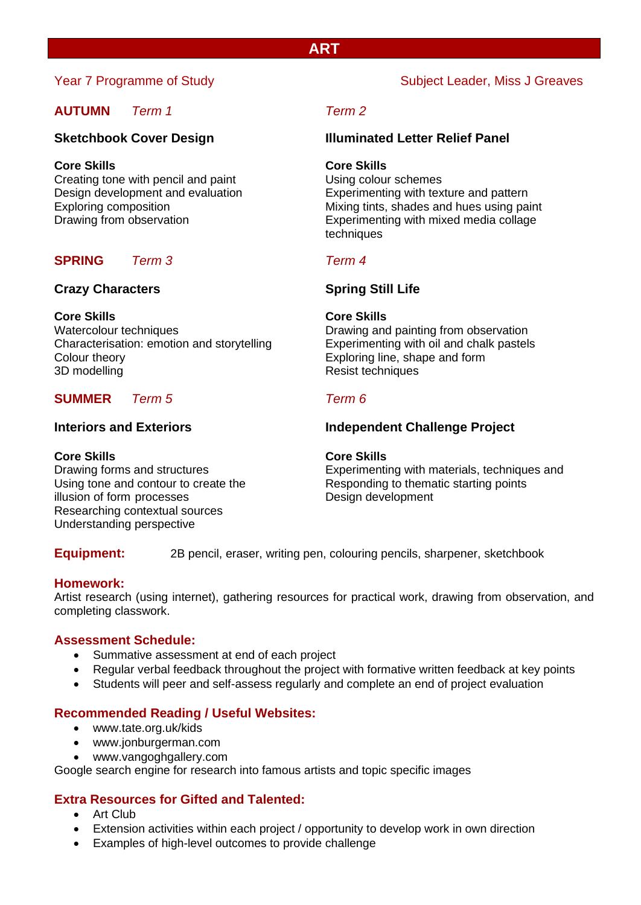# ART

Year 7 Programme of Study

Subject Leader, Miss J Greaves

## AUTUMN

*Term 1*

### Sketchbook Cover Design

**Core Skills**
Creating tone with pencil and paint
Design development and evaluation
Exploring composition
Drawing from observation

*Term 2*

### Illuminated Letter Relief Panel

**Core Skills**
Using colour schemes
Experimenting with texture and pattern
Mixing tints, shades and hues using paint
Experimenting with mixed media collage techniques

## SPRING

*Term 3*

### Crazy Characters

**Core Skills**
Watercolour techniques
Characterisation: emotion and storytelling
Colour theory
3D modelling

*Term 4*

### Spring Still Life

**Core Skills**
Drawing and painting from observation
Experimenting with oil and chalk pastels
Exploring line, shape and form
Resist techniques

## SUMMER

*Term 5*

### Interiors and Exteriors

**Core Skills**
Drawing forms and structures
Using tone and contour to create the illusion of form processes
Researching contextual sources
Understanding perspective

*Term 6*

### Independent Challenge Project

**Core Skills**
Experimenting with materials, techniques and
Responding to thematic starting points
Design development

**Equipment:** 2B pencil, eraser, writing pen, colouring pencils, sharpener, sketchbook

**Homework:**
Artist research (using internet), gathering resources for practical work, drawing from observation, and completing classwork.

**Assessment Schedule:**

- Summative assessment at end of each project
- Regular verbal feedback throughout the project with formative written feedback at key points
- Students will peer and self-assess regularly and complete an end of project evaluation

**Recommended Reading / Useful Websites:**

- www.tate.org.uk/kids
- www.jonburgerman.com
- www.vangoghgallery.com

Google search engine for research into famous artists and topic specific images

**Extra Resources for Gifted and Talented:**

- Art Club
- Extension activities within each project / opportunity to develop work in own direction
- Examples of high-level outcomes to provide challenge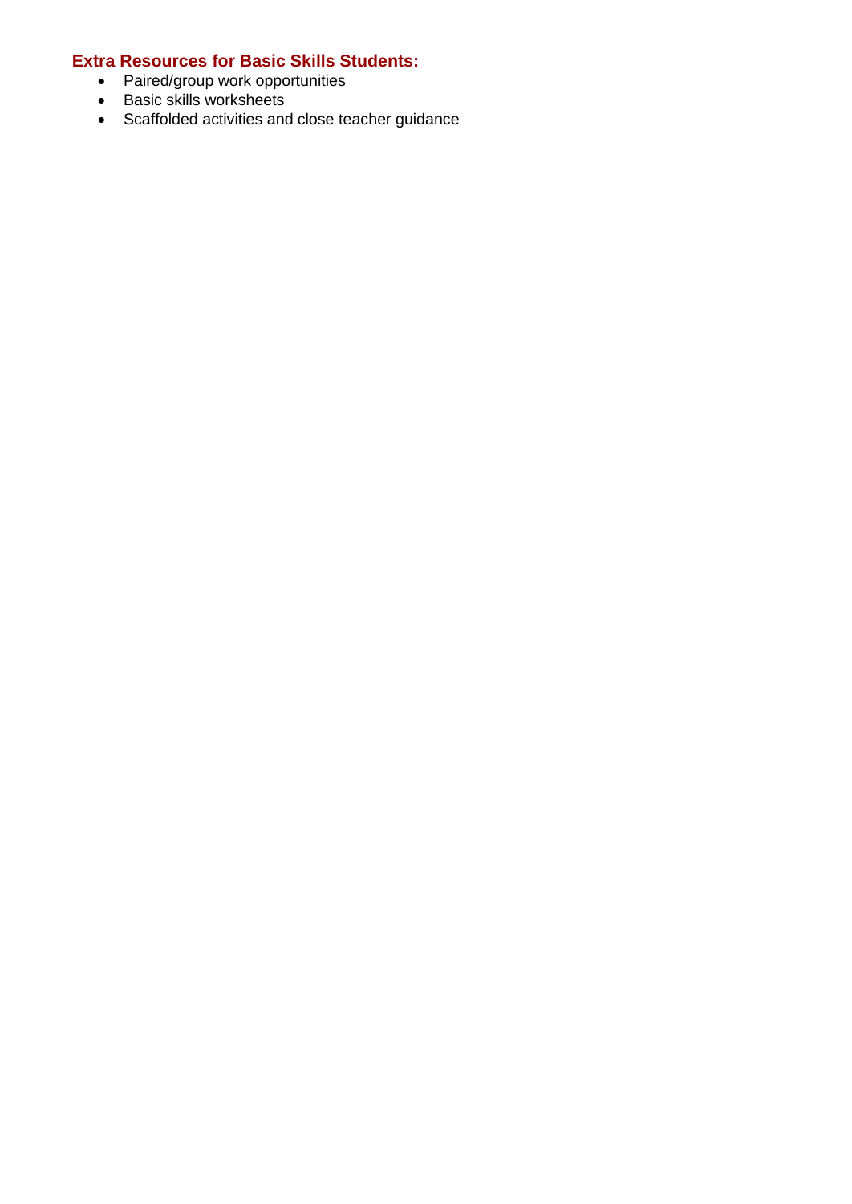**Extra Resources for Basic Skills Students:**

- Paired/group work opportunities
- Basic skills worksheets
- Scaffolded activities and close teacher guidance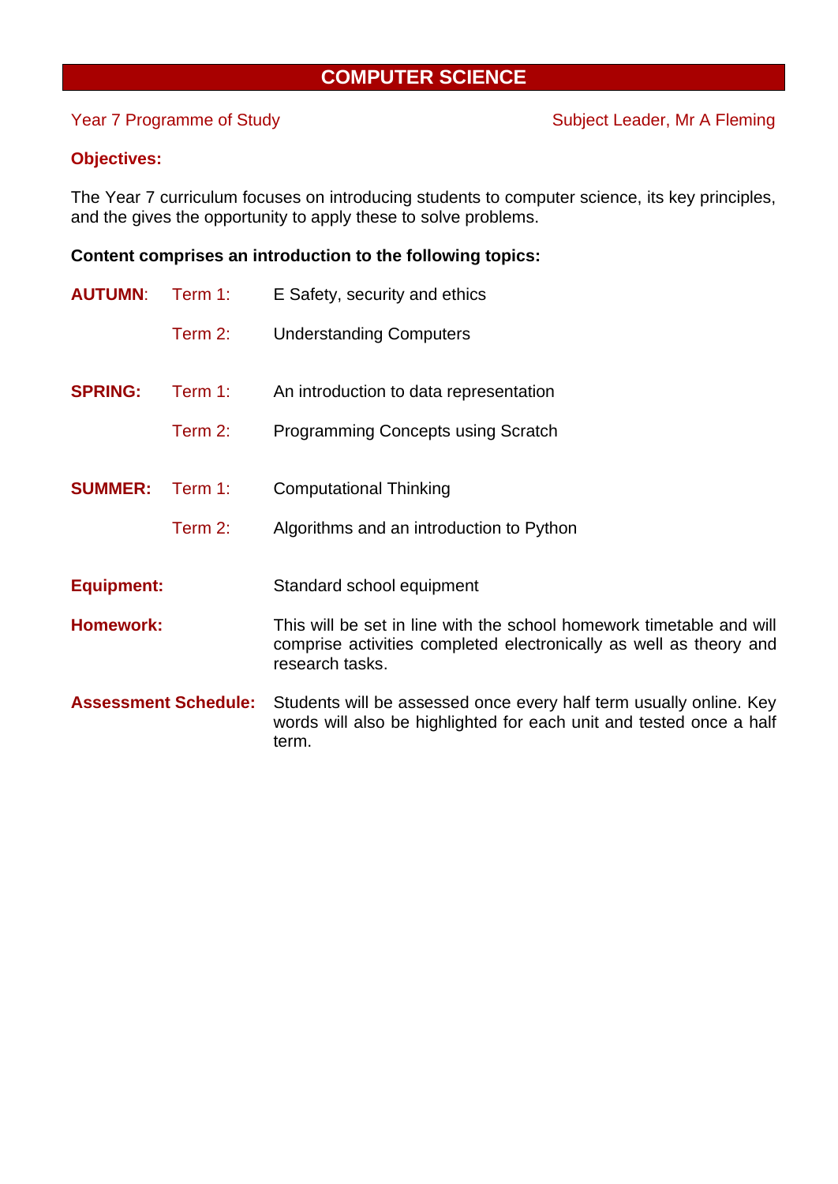# COMPUTER SCIENCE

Year 7 Programme of Study — Subject Leader, Mr A Fleming

**Objectives:**

The Year 7 curriculum focuses on introducing students to computer science, its key principles, and the gives the opportunity to apply these to solve problems.

**Content comprises an introduction to the following topics:**

| | | |
|---|---|---|
| **AUTUMN**: | Term 1: | E Safety, security and ethics |
| | Term 2: | Understanding Computers |
| **SPRING:** | Term 1: | An introduction to data representation |
| | Term 2: | Programming Concepts using Scratch |
| **SUMMER:** | Term 1: | Computational Thinking |
| | Term 2: | Algorithms and an introduction to Python |

**Equipment:** Standard school equipment

**Homework:** This will be set in line with the school homework timetable and will comprise activities completed electronically as well as theory and research tasks.

**Assessment Schedule:** Students will be assessed once every half term usually online. Key words will also be highlighted for each unit and tested once a half term.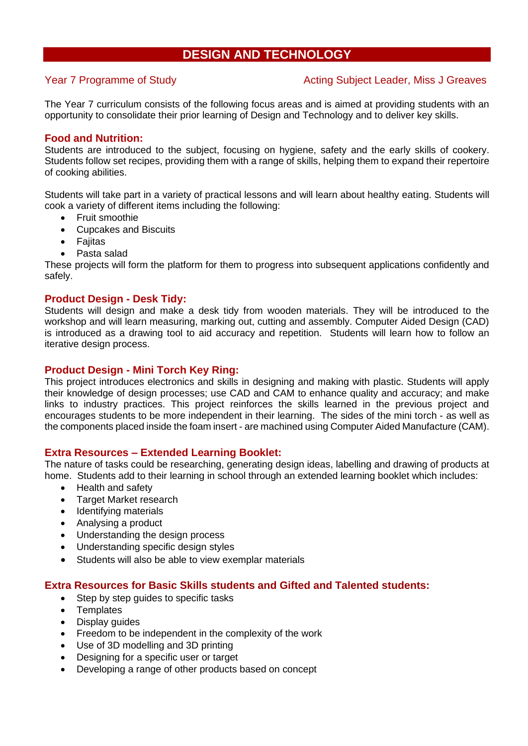# DESIGN AND TECHNOLOGY

Year 7 Programme of Study — Acting Subject Leader, Miss J Greaves

The Year 7 curriculum consists of the following focus areas and is aimed at providing students with an opportunity to consolidate their prior learning of Design and Technology and to deliver key skills.

### Food and Nutrition:

Students are introduced to the subject, focusing on hygiene, safety and the early skills of cookery. Students follow set recipes, providing them with a range of skills, helping them to expand their repertoire of cooking abilities.

Students will take part in a variety of practical lessons and will learn about healthy eating. Students will cook a variety of different items including the following:

- Fruit smoothie
- Cupcakes and Biscuits
- Fajitas
- Pasta salad

These projects will form the platform for them to progress into subsequent applications confidently and safely.

### Product Design - Desk Tidy:

Students will design and make a desk tidy from wooden materials. They will be introduced to the workshop and will learn measuring, marking out, cutting and assembly. Computer Aided Design (CAD) is introduced as a drawing tool to aid accuracy and repetition. Students will learn how to follow an iterative design process.

### Product Design - Mini Torch Key Ring:

This project introduces electronics and skills in designing and making with plastic. Students will apply their knowledge of design processes; use CAD and CAM to enhance quality and accuracy; and make links to industry practices. This project reinforces the skills learned in the previous project and encourages students to be more independent in their learning. The sides of the mini torch - as well as the components placed inside the foam insert - are machined using Computer Aided Manufacture (CAM).

### Extra Resources – Extended Learning Booklet:

The nature of tasks could be researching, generating design ideas, labelling and drawing of products at home. Students add to their learning in school through an extended learning booklet which includes:

- Health and safety
- Target Market research
- Identifying materials
- Analysing a product
- Understanding the design process
- Understanding specific design styles
- Students will also be able to view exemplar materials

### Extra Resources for Basic Skills students and Gifted and Talented students:

- Step by step guides to specific tasks
- Templates
- Display guides
- Freedom to be independent in the complexity of the work
- Use of 3D modelling and 3D printing
- Designing for a specific user or target
- Developing a range of other products based on concept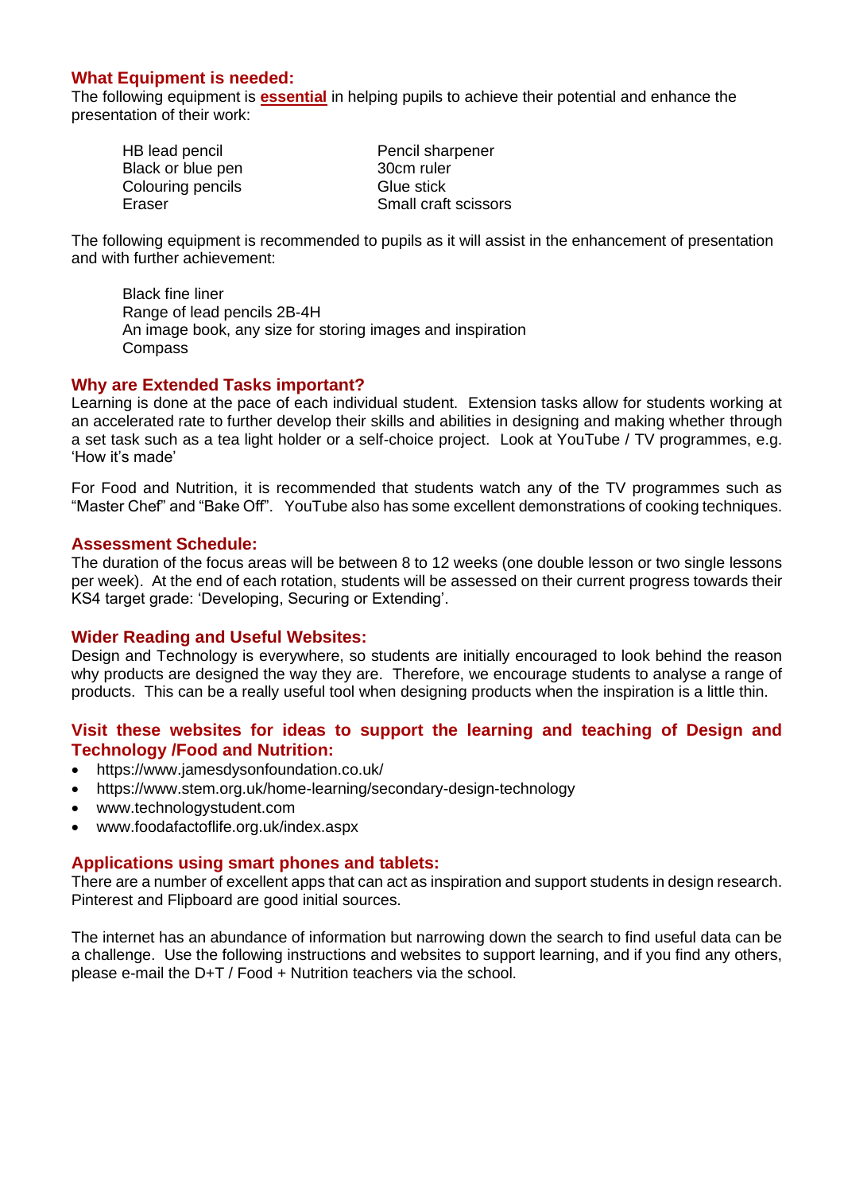## What Equipment is needed:

The following equipment is **essential** in helping pupils to achieve their potential and enhance the presentation of their work:

| | |
|---|---|
| HB lead pencil | Pencil sharpener |
| Black or blue pen | 30cm ruler |
| Colouring pencils | Glue stick |
| Eraser | Small craft scissors |

The following equipment is recommended to pupils as it will assist in the enhancement of presentation and with further achievement:

- Black fine liner
- Range of lead pencils 2B-4H
- An image book, any size for storing images and inspiration
- Compass

## Why are Extended Tasks important?

Learning is done at the pace of each individual student. Extension tasks allow for students working at an accelerated rate to further develop their skills and abilities in designing and making whether through a set task such as a tea light holder or a self-choice project. Look at YouTube / TV programmes, e.g. 'How it's made'

For Food and Nutrition, it is recommended that students watch any of the TV programmes such as "Master Chef" and "Bake Off". YouTube also has some excellent demonstrations of cooking techniques.

## Assessment Schedule:

The duration of the focus areas will be between 8 to 12 weeks (one double lesson or two single lessons per week). At the end of each rotation, students will be assessed on their current progress towards their KS4 target grade: 'Developing, Securing or Extending'.

## Wider Reading and Useful Websites:

Design and Technology is everywhere, so students are initially encouraged to look behind the reason why products are designed the way they are. Therefore, we encourage students to analyse a range of products. This can be a really useful tool when designing products when the inspiration is a little thin.

## Visit these websites for ideas to support the learning and teaching of Design and Technology /Food and Nutrition:

- https://www.jamesdysonfoundation.co.uk/
- https://www.stem.org.uk/home-learning/secondary-design-technology
- www.technologystudent.com
- www.foodafactoflife.org.uk/index.aspx

## Applications using smart phones and tablets:

There are a number of excellent apps that can act as inspiration and support students in design research. Pinterest and Flipboard are good initial sources.

The internet has an abundance of information but narrowing down the search to find useful data can be a challenge. Use the following instructions and websites to support learning, and if you find any others, please e-mail the D+T / Food + Nutrition teachers via the school.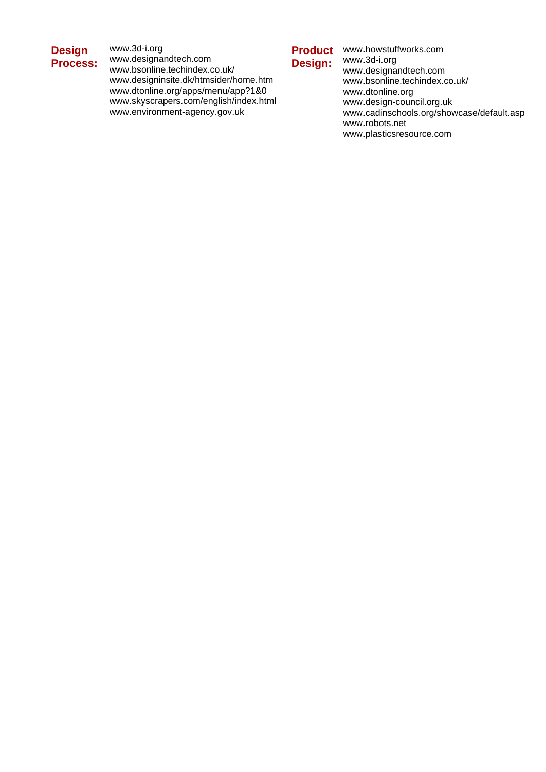**Design Process:**

www.3d-i.org
www.designandtech.com
www.bsonline.techindex.co.uk/
www.designinsite.dk/htmsider/home.htm
www.dtonline.org/apps/menu/app?1&0
www.skyscrapers.com/english/index.html
www.environment-agency.gov.uk

**Product Design:**

www.howstuffworks.com
www.3d-i.org
www.designandtech.com
www.bsonline.techindex.co.uk/
www.dtonline.org
www.design-council.org.uk
www.cadinschools.org/showcase/default.asp
www.robots.net
www.plasticsresource.com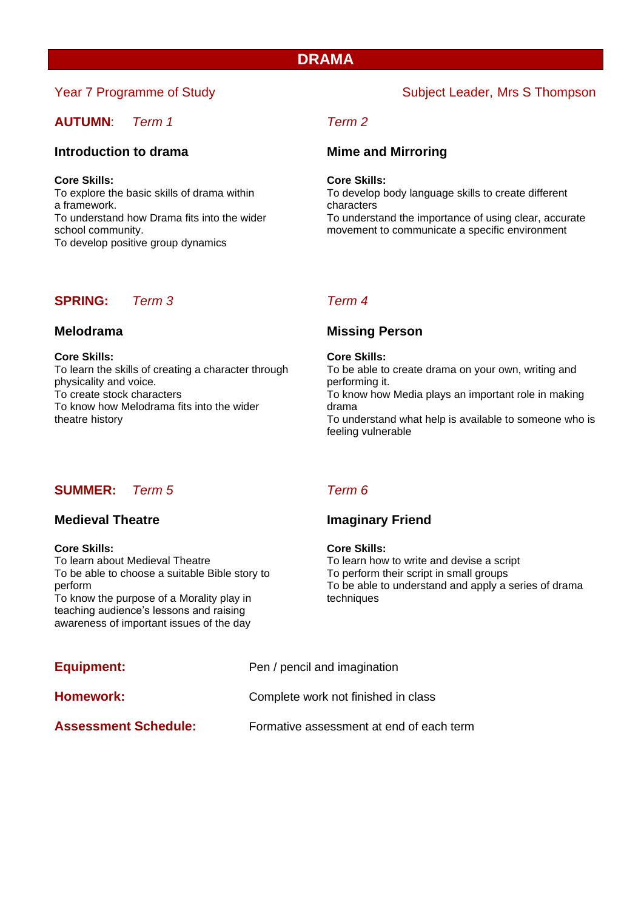# DRAMA

Year 7 Programme of Study

Subject Leader, Mrs S Thompson

## **AUTUMN**: *Term 1*

### Introduction to drama

**Core Skills:**
To explore the basic skills of drama within a framework.
To understand how Drama fits into the wider school community.
To develop positive group dynamics

## *Term 2*

### Mime and Mirroring

**Core Skills:**
To develop body language skills to create different characters
To understand the importance of using clear, accurate movement to communicate a specific environment

## **SPRING:** *Term 3*

### Melodrama

**Core Skills:**
To learn the skills of creating a character through physicality and voice.
To create stock characters
To know how Melodrama fits into the wider theatre history

## *Term 4*

### Missing Person

**Core Skills:**
To be able to create drama on your own, writing and performing it.
To know how Media plays an important role in making drama
To understand what help is available to someone who is feeling vulnerable

## **SUMMER:** *Term 5*

### Medieval Theatre

**Core Skills:**
To learn about Medieval Theatre
To be able to choose a suitable Bible story to perform
To know the purpose of a Morality play in teaching audience's lessons and raising awareness of important issues of the day

## *Term 6*

### Imaginary Friend

**Core Skills:**
To learn how to write and devise a script
To perform their script in small groups
To be able to understand and apply a series of drama techniques

**Equipment:** Pen / pencil and imagination

**Homework:** Complete work not finished in class

**Assessment Schedule:** Formative assessment at end of each term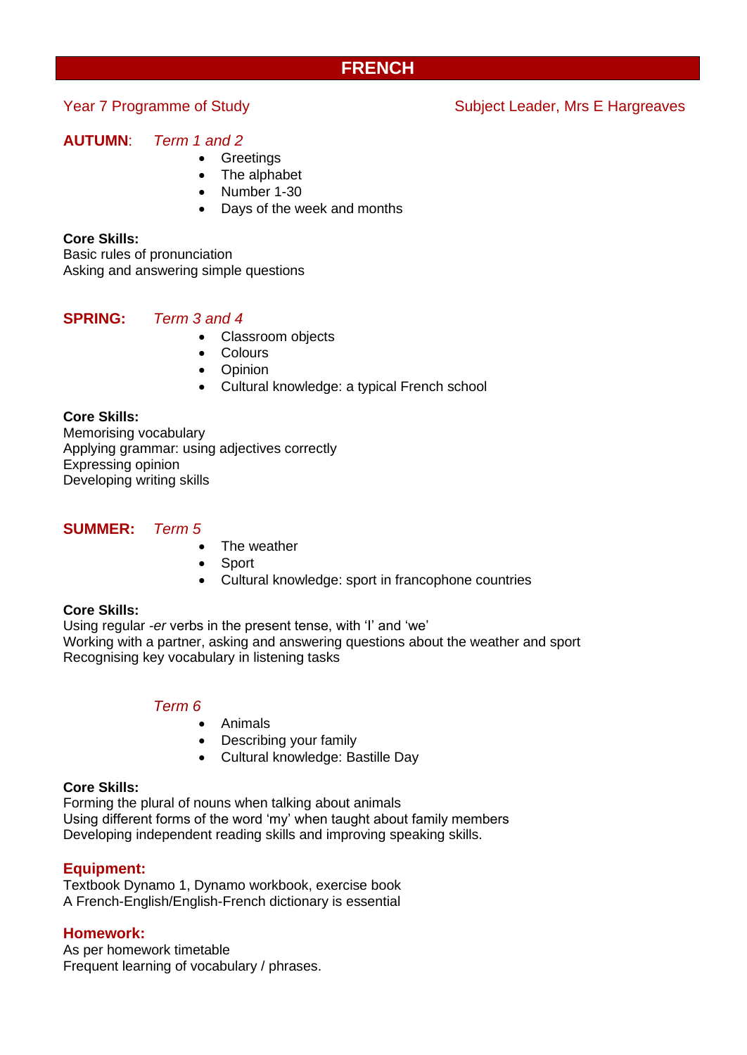# FRENCH

Year 7 Programme of Study Subject Leader, Mrs E Hargreaves

## AUTUMN: *Term 1 and 2*

- Greetings
- The alphabet
- Number 1-30
- Days of the week and months

**Core Skills:**
Basic rules of pronunciation
Asking and answering simple questions

## SPRING: *Term 3 and 4*

- Classroom objects
- Colours
- Opinion
- Cultural knowledge: a typical French school

**Core Skills:**
Memorising vocabulary
Applying grammar: using adjectives correctly
Expressing opinion
Developing writing skills

## SUMMER: *Term 5*

- The weather
- Sport
- Cultural knowledge: sport in francophone countries

**Core Skills:**
Using regular *-er* verbs in the present tense, with 'I' and 'we'
Working with a partner, asking and answering questions about the weather and sport
Recognising key vocabulary in listening tasks

### *Term 6*

- Animals
- Describing your family
- Cultural knowledge: Bastille Day

**Core Skills:**
Forming the plural of nouns when talking about animals
Using different forms of the word 'my' when taught about family members
Developing independent reading skills and improving speaking skills.

## Equipment:

Textbook Dynamo 1, Dynamo workbook, exercise book
A French-English/English-French dictionary is essential

## Homework:

As per homework timetable
Frequent learning of vocabulary / phrases.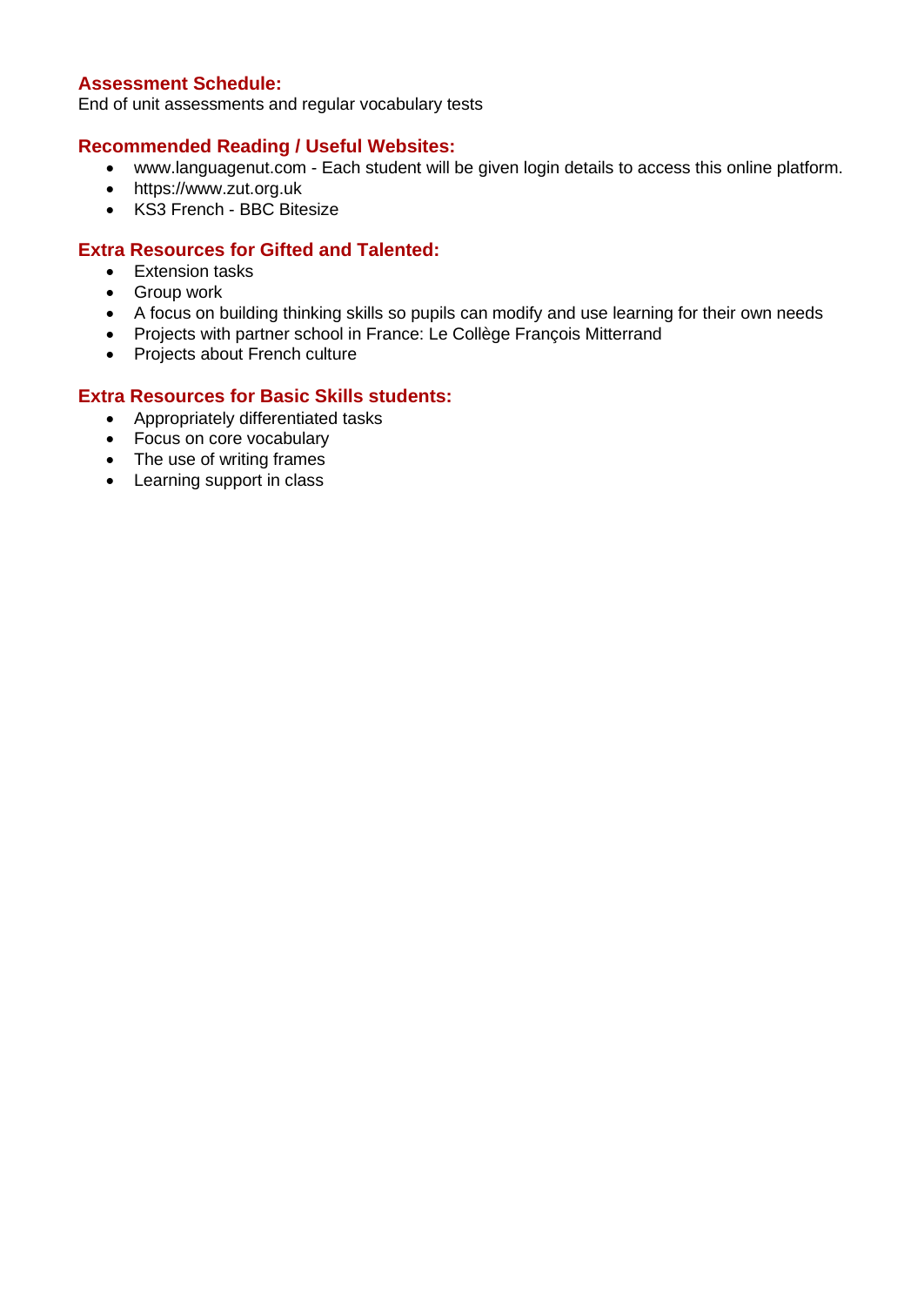### Assessment Schedule:

End of unit assessments and regular vocabulary tests

### Recommended Reading / Useful Websites:

- www.languagenut.com - Each student will be given login details to access this online platform.
- https://www.zut.org.uk
- KS3 French - BBC Bitesize

### Extra Resources for Gifted and Talented:

- Extension tasks
- Group work
- A focus on building thinking skills so pupils can modify and use learning for their own needs
- Projects with partner school in France: Le Collège François Mitterrand
- Projects about French culture

### Extra Resources for Basic Skills students:

- Appropriately differentiated tasks
- Focus on core vocabulary
- The use of writing frames
- Learning support in class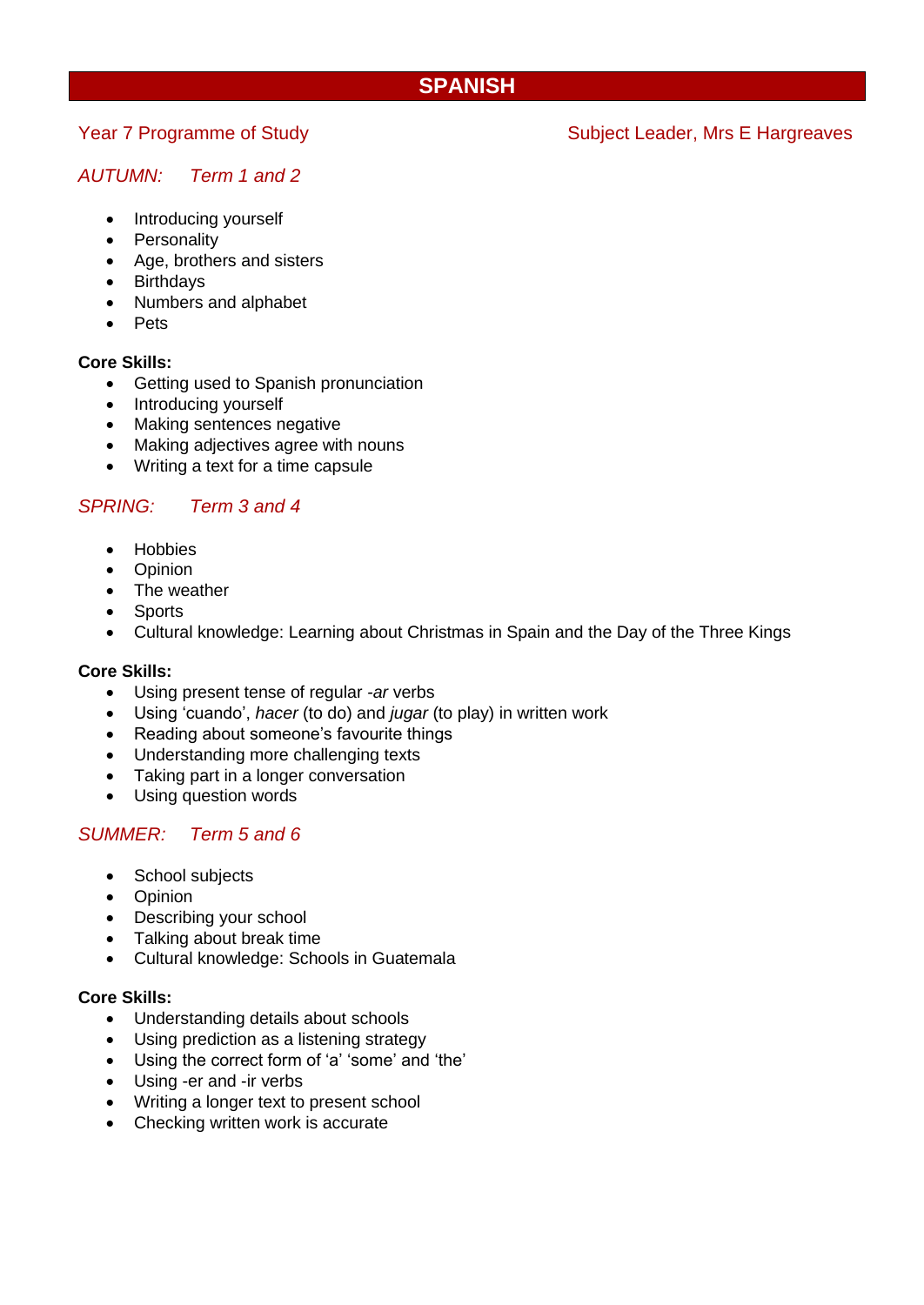# SPANISH

Year 7 Programme of Study

Subject Leader, Mrs E Hargreaves

## *AUTUMN: Term 1 and 2*

- Introducing yourself
- Personality
- Age, brothers and sisters
- Birthdays
- Numbers and alphabet
- Pets

**Core Skills:**

- Getting used to Spanish pronunciation
- Introducing yourself
- Making sentences negative
- Making adjectives agree with nouns
- Writing a text for a time capsule

## *SPRING: Term 3 and 4*

- Hobbies
- Opinion
- The weather
- Sports
- Cultural knowledge: Learning about Christmas in Spain and the Day of the Three Kings

**Core Skills:**

- Using present tense of regular *-ar* verbs
- Using 'cuando', *hacer* (to do) and *jugar* (to play) in written work
- Reading about someone's favourite things
- Understanding more challenging texts
- Taking part in a longer conversation
- Using question words

## *SUMMER: Term 5 and 6*

- School subjects
- Opinion
- Describing your school
- Talking about break time
- Cultural knowledge: Schools in Guatemala

**Core Skills:**

- Understanding details about schools
- Using prediction as a listening strategy
- Using the correct form of 'a' 'some' and 'the'
- Using -er and -ir verbs
- Writing a longer text to present school
- Checking written work is accurate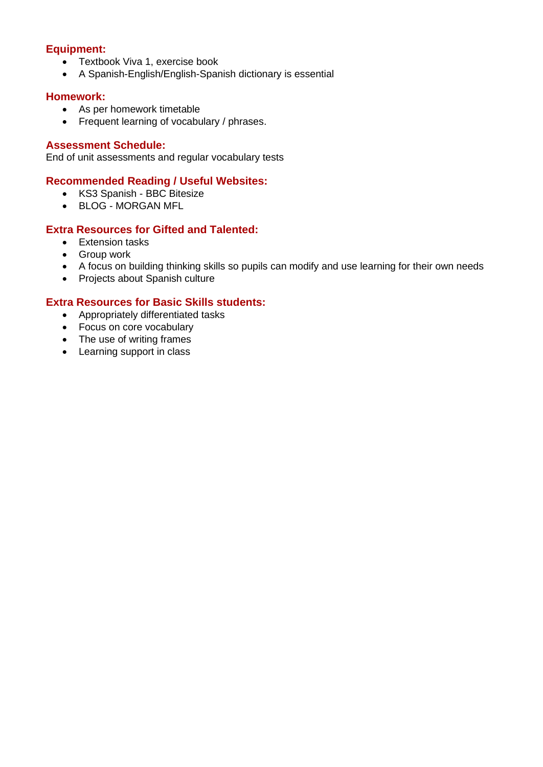### Equipment:

- Textbook Viva 1, exercise book
- A Spanish-English/English-Spanish dictionary is essential

### Homework:

- As per homework timetable
- Frequent learning of vocabulary / phrases.

### Assessment Schedule:

End of unit assessments and regular vocabulary tests

### Recommended Reading / Useful Websites:

- KS3 Spanish - BBC Bitesize
- BLOG - MORGAN MFL

### Extra Resources for Gifted and Talented:

- Extension tasks
- Group work
- A focus on building thinking skills so pupils can modify and use learning for their own needs
- Projects about Spanish culture

### Extra Resources for Basic Skills students:

- Appropriately differentiated tasks
- Focus on core vocabulary
- The use of writing frames
- Learning support in class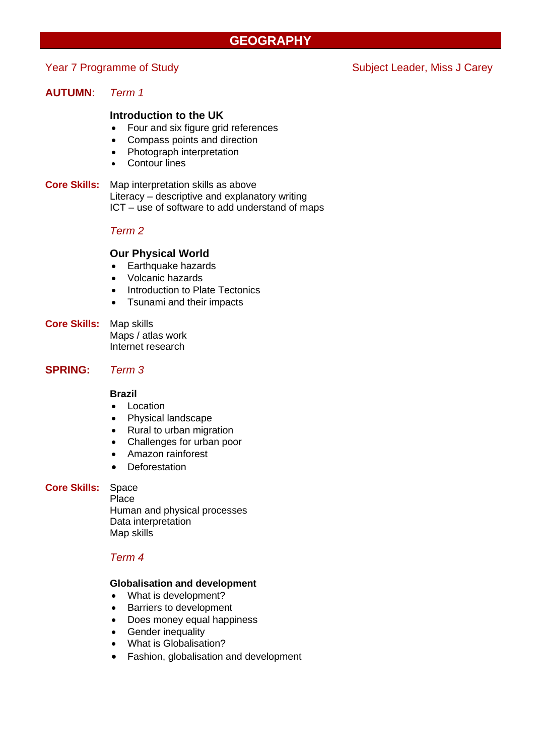# GEOGRAPHY

Year 7 Programme of Study — Subject Leader, Miss J Carey

**AUTUMN**: *Term 1*

**Introduction to the UK**

- Four and six figure grid references
- Compass points and direction
- Photograph interpretation
- Contour lines

**Core Skills:** Map interpretation skills as above
Literacy – descriptive and explanatory writing
ICT – use of software to add understand of maps

*Term 2*

**Our Physical World**

- Earthquake hazards
- Volcanic hazards
- Introduction to Plate Tectonics
- Tsunami and their impacts

**Core Skills:** Map skills
Maps / atlas work
Internet research

**SPRING:** *Term 3*

**Brazil**

- Location
- Physical landscape
- Rural to urban migration
- Challenges for urban poor
- Amazon rainforest
- Deforestation

**Core Skills:** Space
Place
Human and physical processes
Data interpretation
Map skills

*Term 4*

**Globalisation and development**

- What is development?
- Barriers to development
- Does money equal happiness
- Gender inequality
- What is Globalisation?
- Fashion, globalisation and development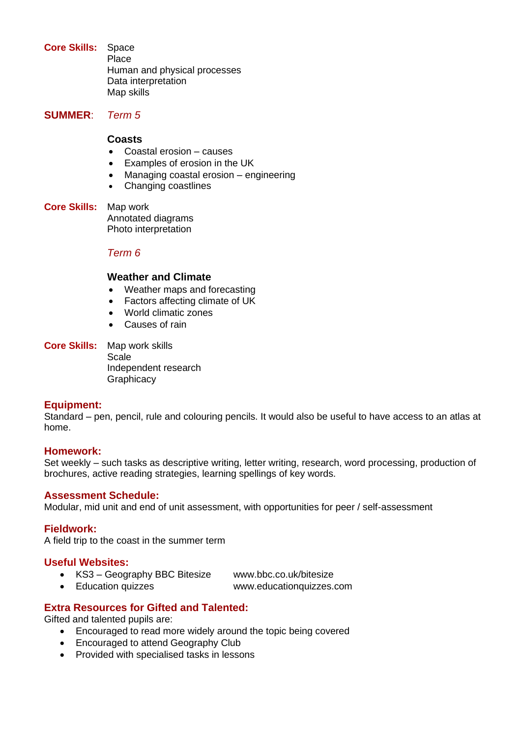**Core Skills:** Space
Place
Human and physical processes
Data interpretation
Map skills

**SUMMER**: *Term 5*

**Coasts**

- Coastal erosion – causes
- Examples of erosion in the UK
- Managing coastal erosion – engineering
- Changing coastlines

**Core Skills:** Map work
Annotated diagrams
Photo interpretation

*Term 6*

**Weather and Climate**

- Weather maps and forecasting
- Factors affecting climate of UK
- World climatic zones
- Causes of rain

**Core Skills:** Map work skills
Scale
Independent research
Graphicacy

**Equipment:**
Standard – pen, pencil, rule and colouring pencils. It would also be useful to have access to an atlas at home.

**Homework:**
Set weekly – such tasks as descriptive writing, letter writing, research, word processing, production of brochures, active reading strategies, learning spellings of key words.

**Assessment Schedule:**
Modular, mid unit and end of unit assessment, with opportunities for peer / self-assessment

**Fieldwork:**
A field trip to the coast in the summer term

**Useful Websites:**

- KS3 – Geography BBC Bitesize www.bbc.co.uk/bitesize
- Education quizzes www.educationquizzes.com

**Extra Resources for Gifted and Talented:**
Gifted and talented pupils are:

- Encouraged to read more widely around the topic being covered
- Encouraged to attend Geography Club
- Provided with specialised tasks in lessons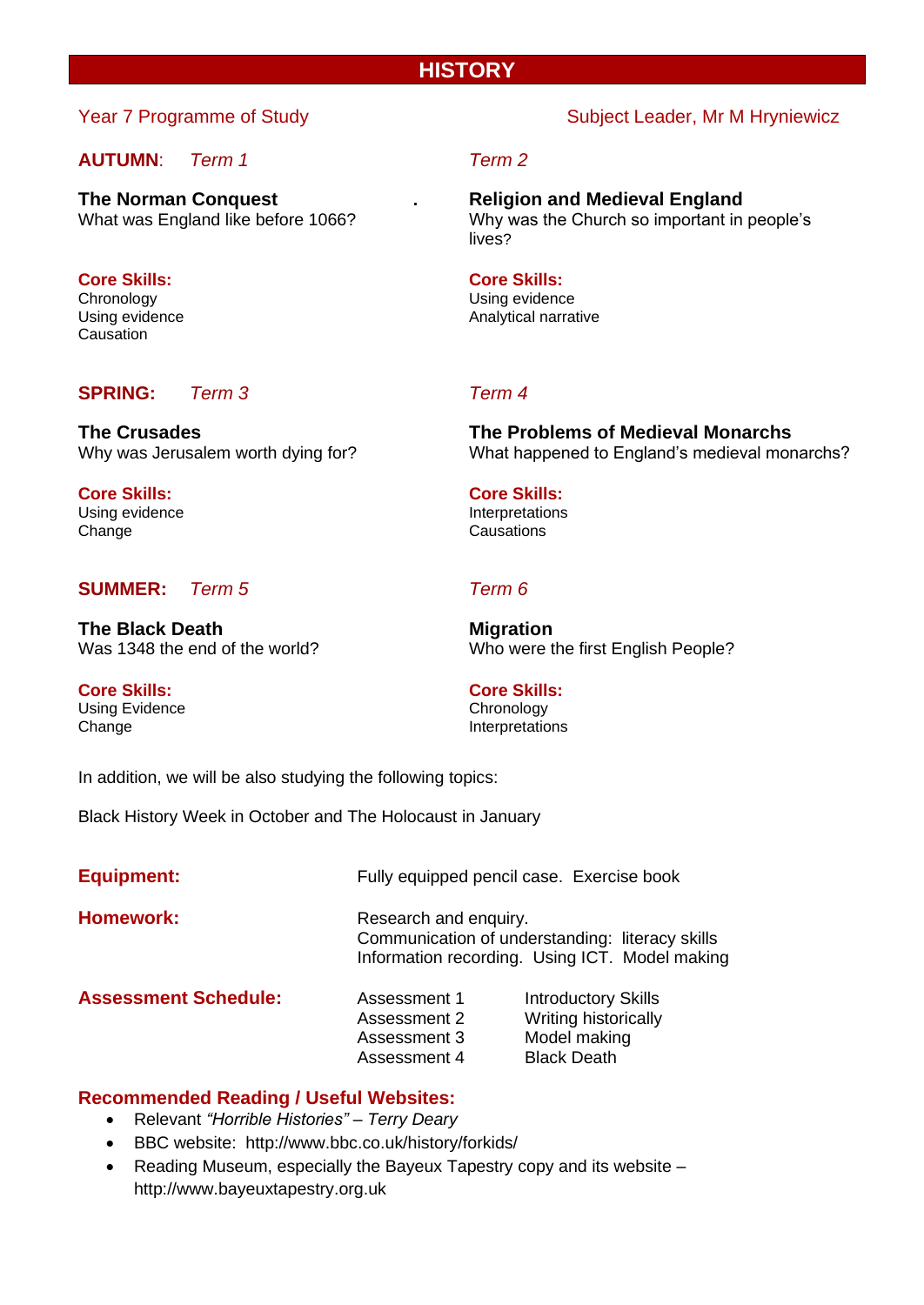# HISTORY

Year 7 Programme of Study

Subject Leader, Mr M Hryniewicz

**AUTUMN**: *Term 1*

**The Norman Conquest**
What was England like before 1066?

**Core Skills:**
Chronology
Using evidence
Causation

*Term 2*

**Religion and Medieval England**
Why was the Church so important in people's lives?

**Core Skills:**
Using evidence
Analytical narrative

**SPRING:** *Term 3*

**The Crusades**
Why was Jerusalem worth dying for?

**Core Skills:**
Using evidence
Change

*Term 4*

**The Problems of Medieval Monarchs**
What happened to England's medieval monarchs?

**Core Skills:**
Interpretations
Causations

**SUMMER:** *Term 5*

**The Black Death**
Was 1348 the end of the world?

**Core Skills:**
Using Evidence
Change

*Term 6*

**Migration**
Who were the first English People?

**Core Skills:**
Chronology
Interpretations

In addition, we will be also studying the following topics:

Black History Week in October and The Holocaust in January

**Equipment:** Fully equipped pencil case. Exercise book

**Homework:** Research and enquiry.
Communication of understanding: literacy skills
Information recording. Using ICT. Model making

**Assessment Schedule:**

| | |
|---|---|
| Assessment 1 | Introductory Skills |
| Assessment 2 | Writing historically |
| Assessment 3 | Model making |
| Assessment 4 | Black Death |

**Recommended Reading / Useful Websites:**

- Relevant *"Horrible Histories" – Terry Deary*
- BBC website: http://www.bbc.co.uk/history/forkids/
- Reading Museum, especially the Bayeux Tapestry copy and its website – http://www.bayeuxtapestry.org.uk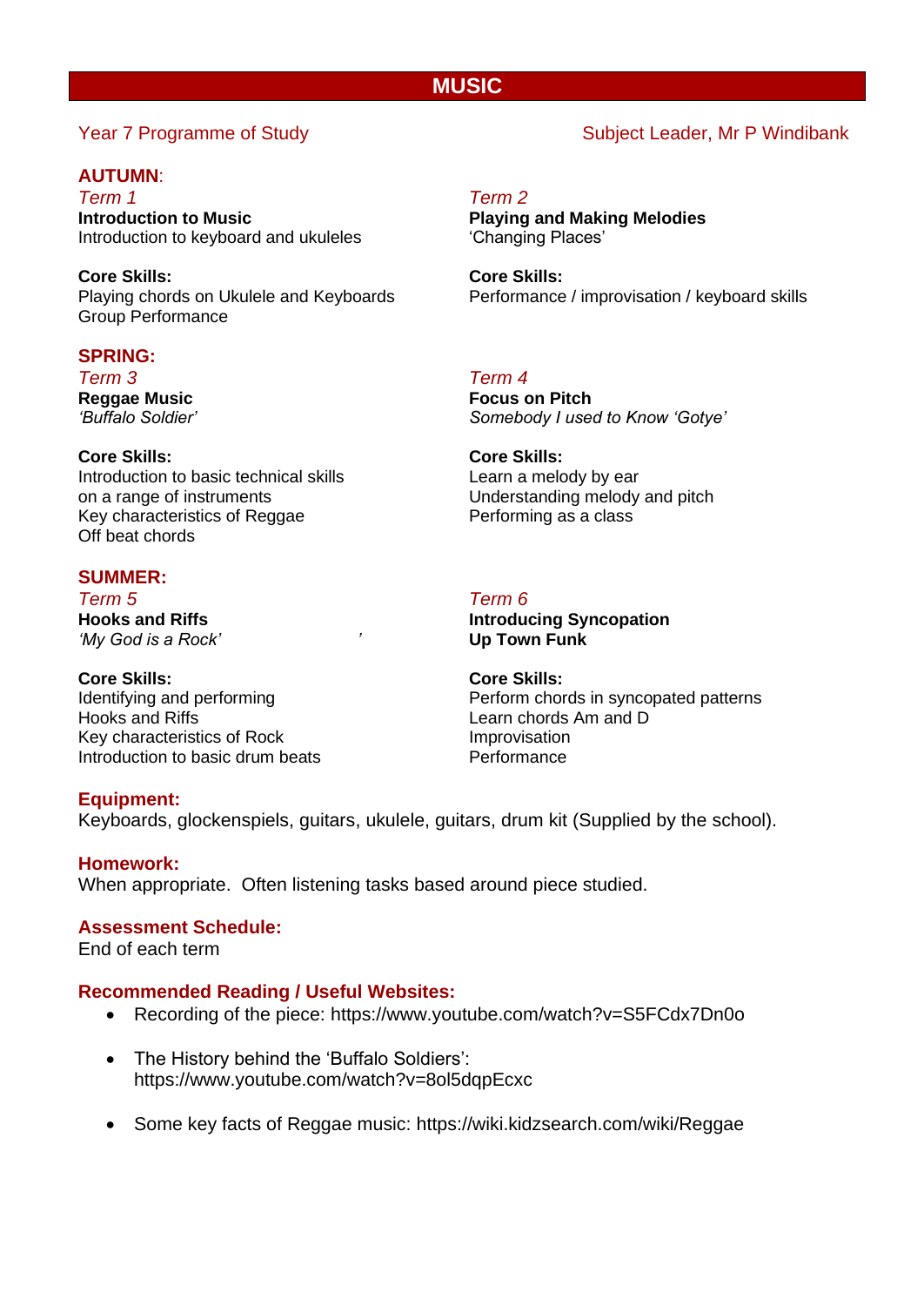# MUSIC

Year 7 Programme of Study — Subject Leader, Mr P Windibank

## AUTUMN:

*Term 1*

**Introduction to Music**
Introduction to keyboard and ukuleles

**Core Skills:**
Playing chords on Ukulele and Keyboards
Group Performance

*Term 2*

**Playing and Making Melodies**
'Changing Places'

**Core Skills:**
Performance / improvisation / keyboard skills

## SPRING:

*Term 3*

**Reggae Music**
*'Buffalo Soldier'*

**Core Skills:**
Introduction to basic technical skills on a range of instruments
Key characteristics of Reggae
Off beat chords

*Term 4*

**Focus on Pitch**
*Somebody I used to Know 'Gotye'*

**Core Skills:**
Learn a melody by ear
Understanding melody and pitch
Performing as a class

## SUMMER:

*Term 5*

**Hooks and Riffs**
*'My God is a Rock'*

**Core Skills:**
Identifying and performing Hooks and Riffs
Key characteristics of Rock
Introduction to basic drum beats

*Term 6*

**Introducing Syncopation**
**Up Town Funk**

**Core Skills:**
Perform chords in syncopated patterns
Learn chords Am and D
Improvisation
Performance

## Equipment:

Keyboards, glockenspiels, guitars, ukulele, guitars, drum kit (Supplied by the school).

## Homework:

When appropriate. Often listening tasks based around piece studied.

## Assessment Schedule:

End of each term

## Recommended Reading / Useful Websites:

- Recording of the piece: https://www.youtube.com/watch?v=S5FCdx7Dn0o
- The History behind the 'Buffalo Soldiers': https://www.youtube.com/watch?v=8ol5dqpEcxc
- Some key facts of Reggae music: https://wiki.kidzsearch.com/wiki/Reggae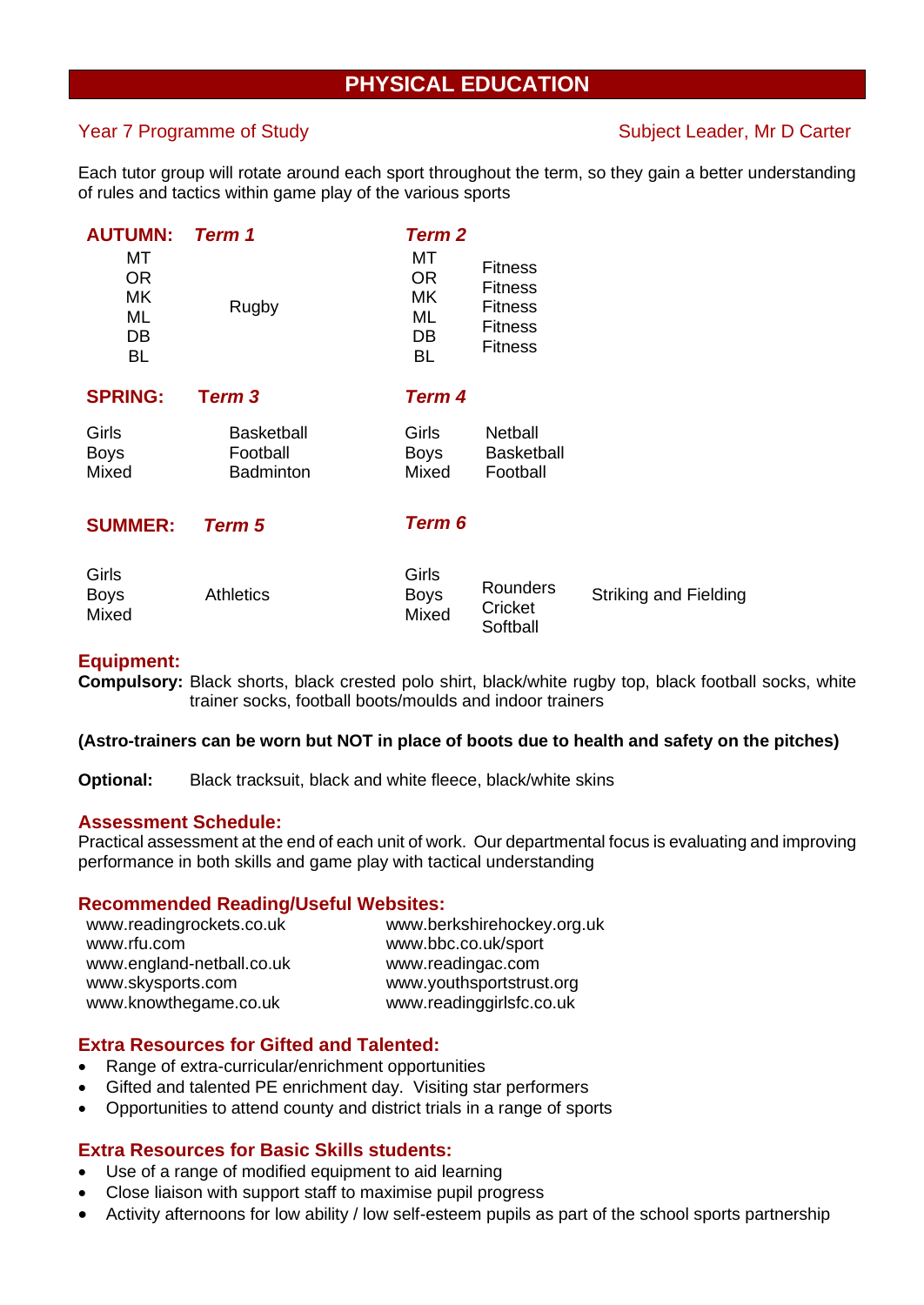# PHYSICAL EDUCATION

Year 7 Programme of Study | Subject Leader, Mr D Carter

Each tutor group will rotate around each sport throughout the term, so they gain a better understanding of rules and tactics within game play of the various sports

**AUTUMN:**

| Term 1 | | Term 2 | |
|---|---|---|---|
| MT<br>OR<br>MK<br>ML<br>DB<br>BL | Rugby | MT<br>OR<br>MK<br>ML<br>DB<br>BL | Fitness<br>Fitness<br>Fitness<br>Fitness<br>Fitness |

**SPRING:**

| Term 3 | | Term 4 | |
|---|---|---|---|
| Girls | Basketball | Girls | Netball |
| Boys | Football | Boys | Basketball |
| Mixed | Badminton | Mixed | Football |

**SUMMER:**

| Term 5 | | Term 6 | | |
|---|---|---|---|---|
| Girls<br>Boys<br>Mixed | Athletics | Girls<br>Boys<br>Mixed | Rounders<br>Cricket<br>Softball | Striking and Fielding |

## Equipment:

**Compulsory:** Black shorts, black crested polo shirt, black/white rugby top, black football socks, white trainer socks, football boots/moulds and indoor trainers

**(Astro-trainers can be worn but NOT in place of boots due to health and safety on the pitches)**

**Optional:** Black tracksuit, black and white fleece, black/white skins

## Assessment Schedule:

Practical assessment at the end of each unit of work. Our departmental focus is evaluating and improving performance in both skills and game play with tactical understanding

## Recommended Reading/Useful Websites:

- www.readingrockets.co.uk
- www.rfu.com
- www.england-netball.co.uk
- www.skysports.com
- www.knowthegame.co.uk
- www.berkshirehockey.org.uk
- www.bbc.co.uk/sport
- www.readingac.com
- www.youthsportstrust.org
- www.readinggirlsfc.co.uk

## Extra Resources for Gifted and Talented:

- Range of extra-curricular/enrichment opportunities
- Gifted and talented PE enrichment day. Visiting star performers
- Opportunities to attend county and district trials in a range of sports

## Extra Resources for Basic Skills students:

- Use of a range of modified equipment to aid learning
- Close liaison with support staff to maximise pupil progress
- Activity afternoons for low ability / low self-esteem pupils as part of the school sports partnership